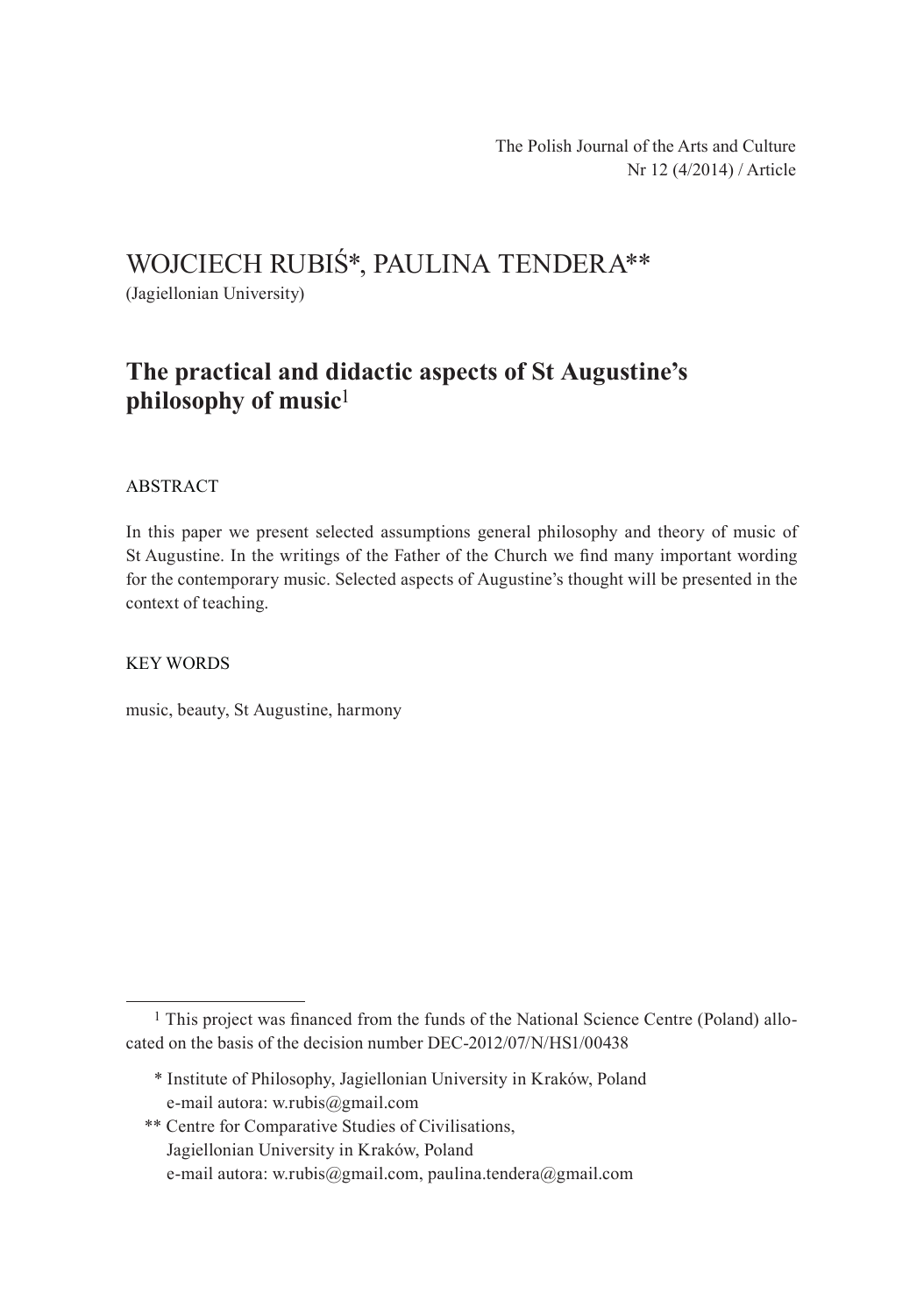The Polish Journal of the Arts and Culture
Nr 12 (4/2014) / Article

# WOJCIECH RUBIŚ*, PAULINA TENDERA**

(Jagiellonian University)

## The practical and didactic aspects of St Augustine's philosophy of music[1]

### ABSTRACT

In this paper we present selected assumptions general philosophy and theory of music of St Augustine. In the writings of the Father of the Church we find many important wording for the contemporary music. Selected aspects of Augustine's thought will be presented in the context of teaching.

### KEY WORDS

music, beauty, St Augustine, harmony

---

[1] This project was financed from the funds of the National Science Centre (Poland) allocated on the basis of the decision number DEC-2012/07/N/HS1/00438

\* Institute of Philosophy, Jagiellonian University in Kraków, Poland
e-mail autora: w.rubis@gmail.com

\*\* Centre for Comparative Studies of Civilisations,
Jagiellonian University in Kraków, Poland
e-mail autora: w.rubis@gmail.com, paulina.tendera@gmail.com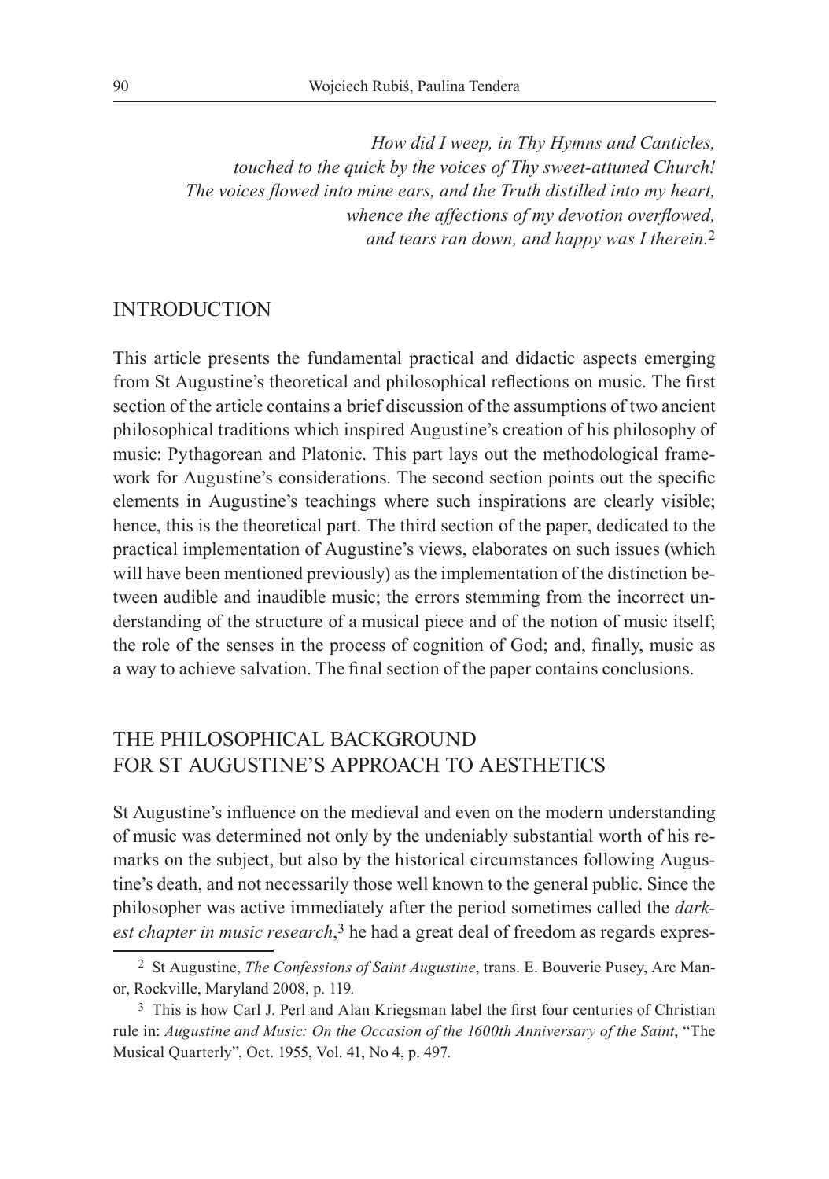*How did I weep, in Thy Hymns and Canticles,*
*touched to the quick by the voices of Thy sweet-attuned Church!*
*The voices flowed into mine ears, and the Truth distilled into my heart,*
*whence the affections of my devotion overflowed,*
*and tears ran down, and happy was I therein.*[2]

## INTRODUCTION

This article presents the fundamental practical and didactic aspects emerging from St Augustine's theoretical and philosophical reflections on music. The first section of the article contains a brief discussion of the assumptions of two ancient philosophical traditions which inspired Augustine's creation of his philosophy of music: Pythagorean and Platonic. This part lays out the methodological framework for Augustine's considerations. The second section points out the specific elements in Augustine's teachings where such inspirations are clearly visible; hence, this is the theoretical part. The third section of the paper, dedicated to the practical implementation of Augustine's views, elaborates on such issues (which will have been mentioned previously) as the implementation of the distinction between audible and inaudible music; the errors stemming from the incorrect understanding of the structure of a musical piece and of the notion of music itself; the role of the senses in the process of cognition of God; and, finally, music as a way to achieve salvation. The final section of the paper contains conclusions.

## THE PHILOSOPHICAL BACKGROUND FOR ST AUGUSTINE'S APPROACH TO AESTHETICS

St Augustine's influence on the medieval and even on the modern understanding of music was determined not only by the undeniably substantial worth of his remarks on the subject, but also by the historical circumstances following Augustine's death, and not necessarily those well known to the general public. Since the philosopher was active immediately after the period sometimes called the *darkest chapter in music research*,[3] he had a great deal of freedom as regards expres-

---

[2] St Augustine, *The Confessions of Saint Augustine*, trans. E. Bouverie Pusey, Arc Manor, Rockville, Maryland 2008, p. 119.

[3] This is how Carl J. Perl and Alan Kriegsman label the first four centuries of Christian rule in: *Augustine and Music: On the Occasion of the 1600th Anniversary of the Saint*, "The Musical Quarterly", Oct. 1955, Vol. 41, No 4, p. 497.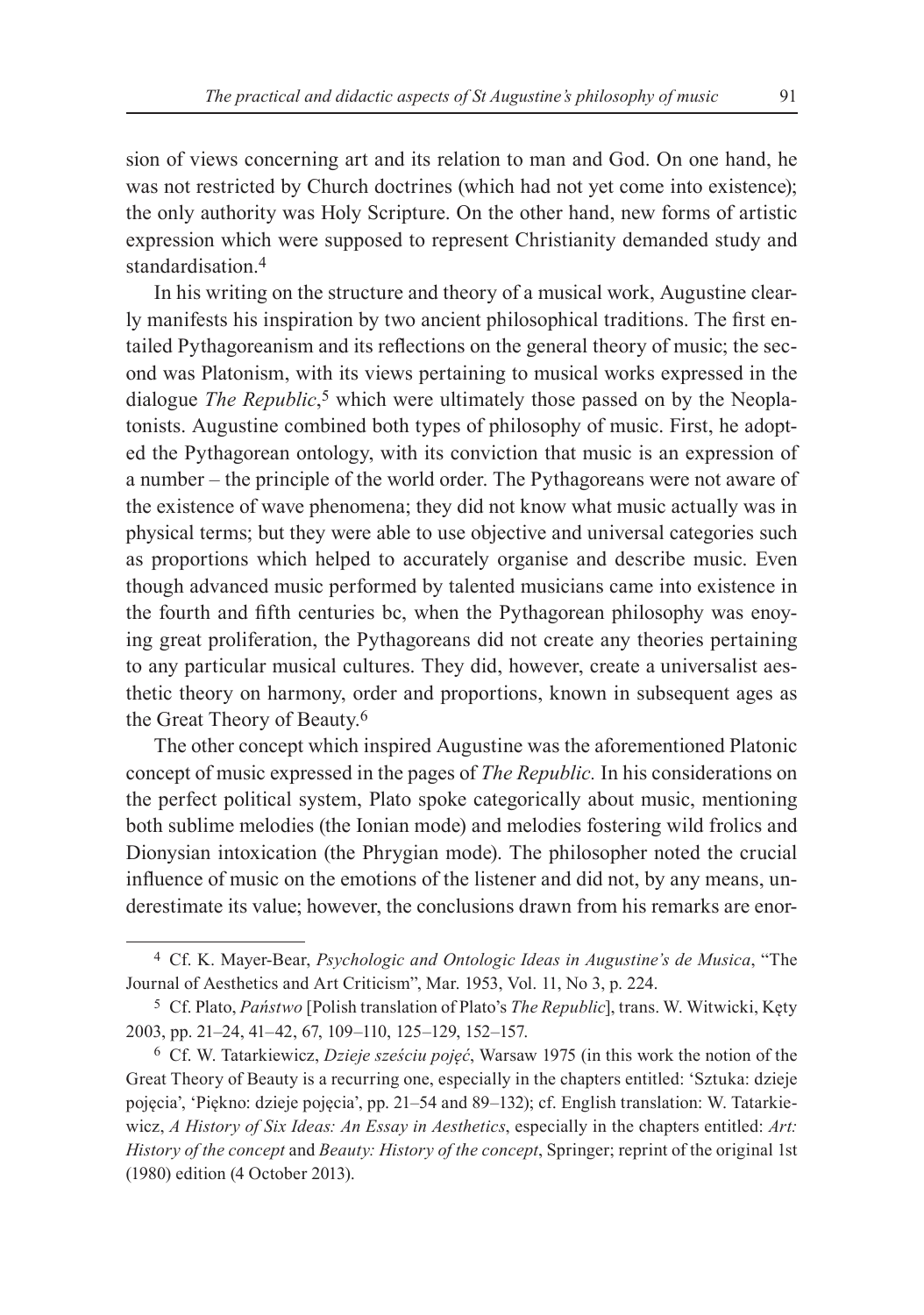sion of views concerning art and its relation to man and God. On one hand, he was not restricted by Church doctrines (which had not yet come into existence); the only authority was Holy Scripture. On the other hand, new forms of artistic expression which were supposed to represent Christianity demanded study and standardisation.[4]

In his writing on the structure and theory of a musical work, Augustine clearly manifests his inspiration by two ancient philosophical traditions. The first entailed Pythagoreanism and its reflections on the general theory of music; the second was Platonism, with its views pertaining to musical works expressed in the dialogue *The Republic*,[5] which were ultimately those passed on by the Neoplatonists. Augustine combined both types of philosophy of music. First, he adopted the Pythagorean ontology, with its conviction that music is an expression of a number – the principle of the world order. The Pythagoreans were not aware of the existence of wave phenomena; they did not know what music actually was in physical terms; but they were able to use objective and universal categories such as proportions which helped to accurately organise and describe music. Even though advanced music performed by talented musicians came into existence in the fourth and fifth centuries bc, when the Pythagorean philosophy was enoying great proliferation, the Pythagoreans did not create any theories pertaining to any particular musical cultures. They did, however, create a universalist aesthetic theory on harmony, order and proportions, known in subsequent ages as the Great Theory of Beauty.[6]

The other concept which inspired Augustine was the aforementioned Platonic concept of music expressed in the pages of *The Republic.* In his considerations on the perfect political system, Plato spoke categorically about music, mentioning both sublime melodies (the Ionian mode) and melodies fostering wild frolics and Dionysian intoxication (the Phrygian mode). The philosopher noted the crucial influence of music on the emotions of the listener and did not, by any means, underestimate its value; however, the conclusions drawn from his remarks are enor-

---

[4] Cf. K. Mayer-Bear, *Psychologic and Ontologic Ideas in Augustine's de Musica*, "The Journal of Aesthetics and Art Criticism", Mar. 1953, Vol. 11, No 3, p. 224.

[5] Cf. Plato, *Państwo* [Polish translation of Plato's *The Republic*], trans. W. Witwicki, Kęty 2003, pp. 21–24, 41–42, 67, 109–110, 125–129, 152–157.

[6] Cf. W. Tatarkiewicz, *Dzieje sześciu pojęć*, Warsaw 1975 (in this work the notion of the Great Theory of Beauty is a recurring one, especially in the chapters entitled: 'Sztuka: dzieje pojęcia', 'Piękno: dzieje pojęcia', pp. 21–54 and 89–132); cf. English translation: W. Tatarkiewicz, *A History of Six Ideas: An Essay in Aesthetics*, especially in the chapters entitled: *Art: History of the concept* and *Beauty: History of the concept*, Springer; reprint of the original 1st (1980) edition (4 October 2013).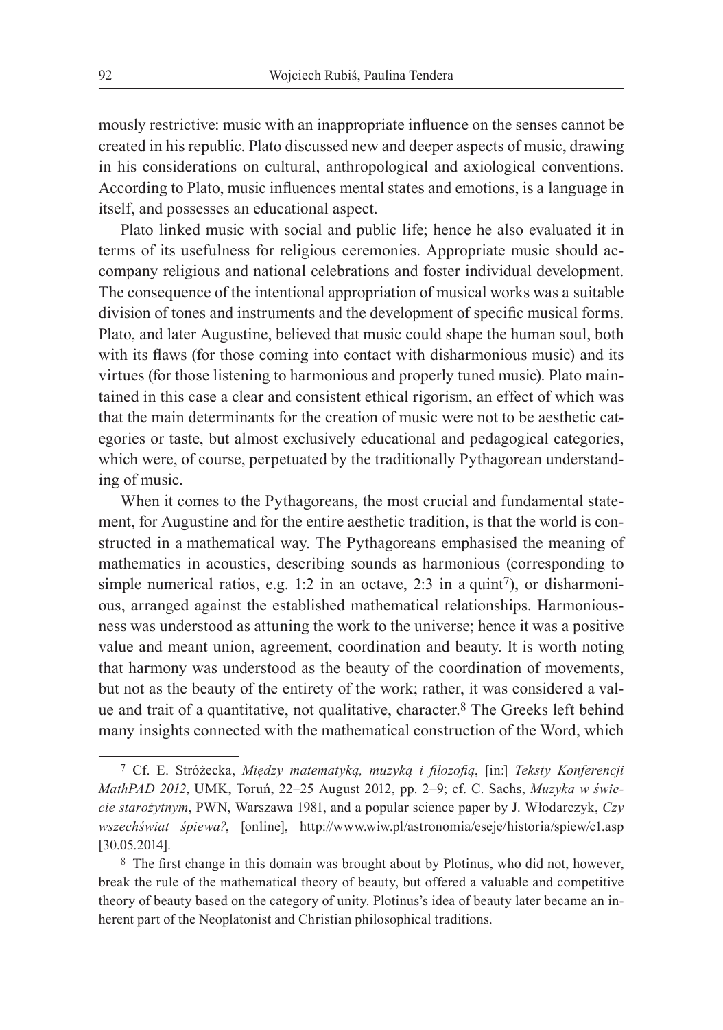mously restrictive: music with an inappropriate influence on the senses cannot be created in his republic. Plato discussed new and deeper aspects of music, drawing in his considerations on cultural, anthropological and axiological conventions. According to Plato, music influences mental states and emotions, is a language in itself, and possesses an educational aspect.

Plato linked music with social and public life; hence he also evaluated it in terms of its usefulness for religious ceremonies. Appropriate music should accompany religious and national celebrations and foster individual development. The consequence of the intentional appropriation of musical works was a suitable division of tones and instruments and the development of specific musical forms. Plato, and later Augustine, believed that music could shape the human soul, both with its flaws (for those coming into contact with disharmonious music) and its virtues (for those listening to harmonious and properly tuned music). Plato maintained in this case a clear and consistent ethical rigorism, an effect of which was that the main determinants for the creation of music were not to be aesthetic categories or taste, but almost exclusively educational and pedagogical categories, which were, of course, perpetuated by the traditionally Pythagorean understanding of music.

When it comes to the Pythagoreans, the most crucial and fundamental statement, for Augustine and for the entire aesthetic tradition, is that the world is constructed in a mathematical way. The Pythagoreans emphasised the meaning of mathematics in acoustics, describing sounds as harmonious (corresponding to simple numerical ratios, e.g. 1:2 in an octave, 2:3 in a quint[7]), or disharmonious, arranged against the established mathematical relationships. Harmoniousness was understood as attuning the work to the universe; hence it was a positive value and meant union, agreement, coordination and beauty. It is worth noting that harmony was understood as the beauty of the coordination of movements, but not as the beauty of the entirety of the work; rather, it was considered a value and trait of a quantitative, not qualitative, character.[8] The Greeks left behind many insights connected with the mathematical construction of the Word, which

---

[7] Cf. E. Stróżecka, *Między matematyką, muzyką i filozofią*, [in:] *Teksty Konferencji MathPAD 2012*, UMK, Toruń, 22–25 August 2012, pp. 2–9; cf. C. Sachs, *Muzyka w świecie starożytnym*, PWN, Warszawa 1981, and a popular science paper by J. Włodarczyk, *Czy wszechświat śpiewa?*, [online], http://www.wiw.pl/astronomia/eseje/historia/spiew/c1.asp [30.05.2014].

[8] The first change in this domain was brought about by Plotinus, who did not, however, break the rule of the mathematical theory of beauty, but offered a valuable and competitive theory of beauty based on the category of unity. Plotinus's idea of beauty later became an inherent part of the Neoplatonist and Christian philosophical traditions.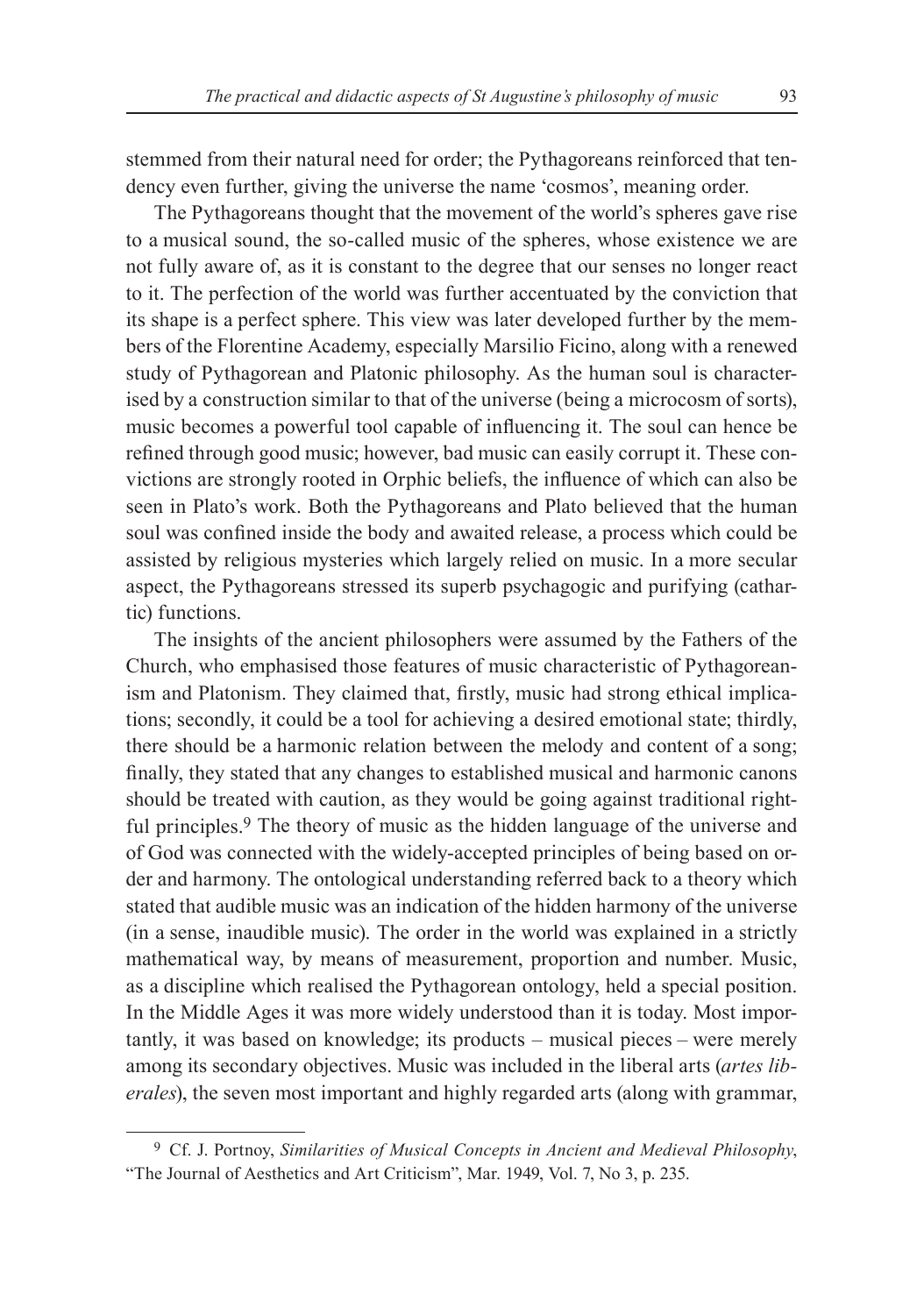stemmed from their natural need for order; the Pythagoreans reinforced that tendency even further, giving the universe the name 'cosmos', meaning order.

The Pythagoreans thought that the movement of the world's spheres gave rise to a musical sound, the so-called music of the spheres, whose existence we are not fully aware of, as it is constant to the degree that our senses no longer react to it. The perfection of the world was further accentuated by the conviction that its shape is a perfect sphere. This view was later developed further by the members of the Florentine Academy, especially Marsilio Ficino, along with a renewed study of Pythagorean and Platonic philosophy. As the human soul is characterised by a construction similar to that of the universe (being a microcosm of sorts), music becomes a powerful tool capable of influencing it. The soul can hence be refined through good music; however, bad music can easily corrupt it. These convictions are strongly rooted in Orphic beliefs, the influence of which can also be seen in Plato's work. Both the Pythagoreans and Plato believed that the human soul was confined inside the body and awaited release, a process which could be assisted by religious mysteries which largely relied on music. In a more secular aspect, the Pythagoreans stressed its superb psychagogic and purifying (cathartic) functions.

The insights of the ancient philosophers were assumed by the Fathers of the Church, who emphasised those features of music characteristic of Pythagoreanism and Platonism. They claimed that, firstly, music had strong ethical implications; secondly, it could be a tool for achieving a desired emotional state; thirdly, there should be a harmonic relation between the melody and content of a song; finally, they stated that any changes to established musical and harmonic canons should be treated with caution, as they would be going against traditional rightful principles.[9] The theory of music as the hidden language of the universe and of God was connected with the widely-accepted principles of being based on order and harmony. The ontological understanding referred back to a theory which stated that audible music was an indication of the hidden harmony of the universe (in a sense, inaudible music). The order in the world was explained in a strictly mathematical way, by means of measurement, proportion and number. Music, as a discipline which realised the Pythagorean ontology, held a special position. In the Middle Ages it was more widely understood than it is today. Most importantly, it was based on knowledge; its products – musical pieces – were merely among its secondary objectives. Music was included in the liberal arts (*artes liberales*), the seven most important and highly regarded arts (along with grammar,

---

[9] Cf. J. Portnoy, *Similarities of Musical Concepts in Ancient and Medieval Philosophy*, "The Journal of Aesthetics and Art Criticism", Mar. 1949, Vol. 7, No 3, p. 235.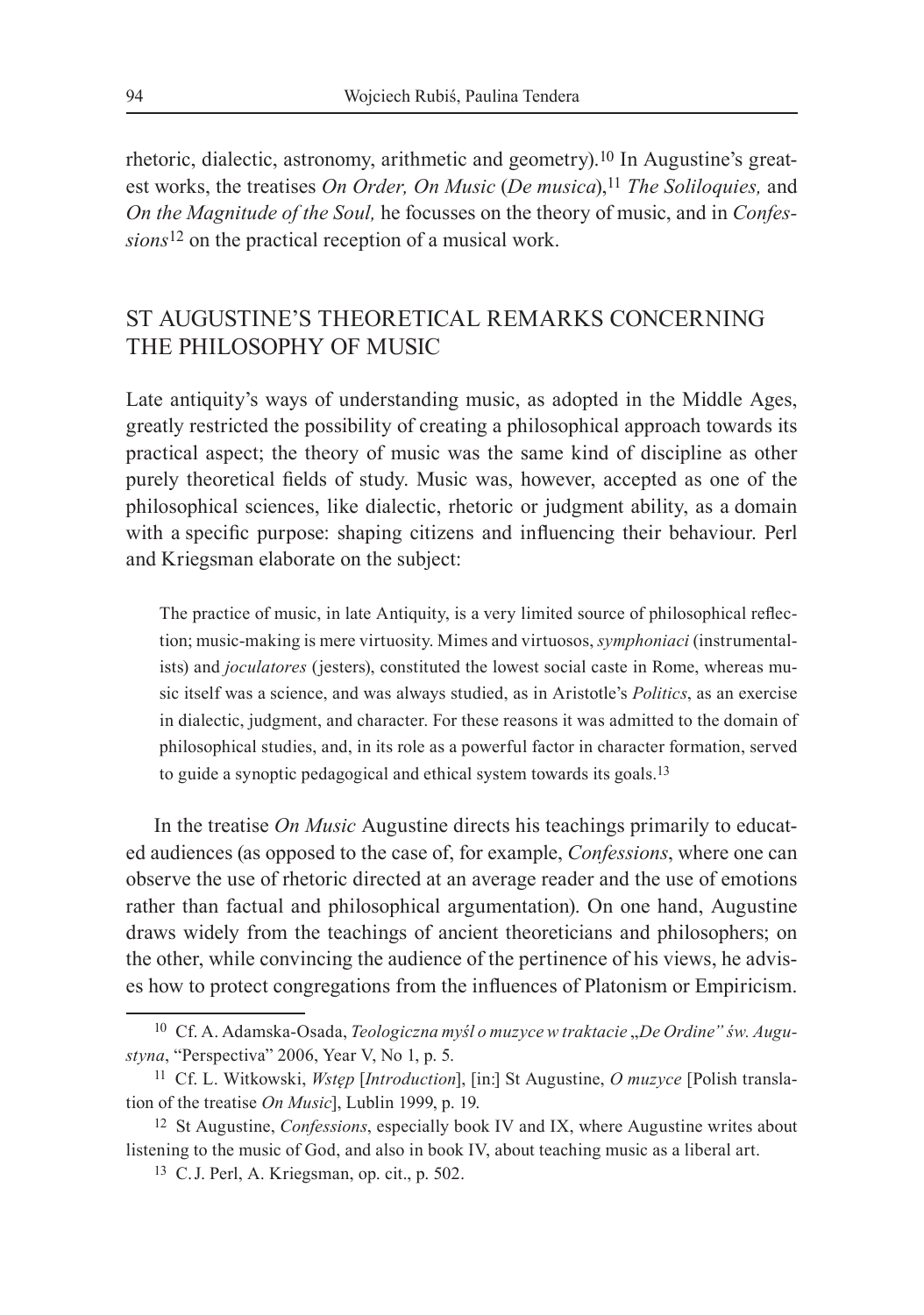rhetoric, dialectic, astronomy, arithmetic and geometry).[10] In Augustine's greatest works, the treatises *On Order, On Music* (*De musica*),[11] *The Soliloquies,* and *On the Magnitude of the Soul,* he focusses on the theory of music, and in *Confessions*[12] on the practical reception of a musical work.

## ST AUGUSTINE'S THEORETICAL REMARKS CONCERNING THE PHILOSOPHY OF MUSIC

Late antiquity's ways of understanding music, as adopted in the Middle Ages, greatly restricted the possibility of creating a philosophical approach towards its practical aspect; the theory of music was the same kind of discipline as other purely theoretical fields of study. Music was, however, accepted as one of the philosophical sciences, like dialectic, rhetoric or judgment ability, as a domain with a specific purpose: shaping citizens and influencing their behaviour. Perl and Kriegsman elaborate on the subject:

> The practice of music, in late Antiquity, is a very limited source of philosophical reflection; music-making is mere virtuosity. Mimes and virtuosos, *symphoniaci* (instrumentalists) and *joculatores* (jesters), constituted the lowest social caste in Rome, whereas music itself was a science, and was always studied, as in Aristotle's *Politics*, as an exercise in dialectic, judgment, and character. For these reasons it was admitted to the domain of philosophical studies, and, in its role as a powerful factor in character formation, served to guide a synoptic pedagogical and ethical system towards its goals.[13]

In the treatise *On Music* Augustine directs his teachings primarily to educated audiences (as opposed to the case of, for example, *Confessions*, where one can observe the use of rhetoric directed at an average reader and the use of emotions rather than factual and philosophical argumentation). On one hand, Augustine draws widely from the teachings of ancient theoreticians and philosophers; on the other, while convincing the audience of the pertinence of his views, he advises how to protect congregations from the influences of Platonism or Empiricism.

---

[10] Cf. A. Adamska-Osada, *Teologiczna myśl o muzyce w traktacie „De Ordine" św. Augustyna*, "Perspectiva" 2006, Year V, No 1, p. 5.

[11] Cf. L. Witkowski, *Wstęp* [*Introduction*], [in:] St Augustine, *O muzyce* [Polish translation of the treatise *On Music*], Lublin 1999, p. 19.

[12] St Augustine, *Confessions*, especially book IV and IX, where Augustine writes about listening to the music of God, and also in book IV, about teaching music as a liberal art.

[13] C.J. Perl, A. Kriegsman, op. cit., p. 502.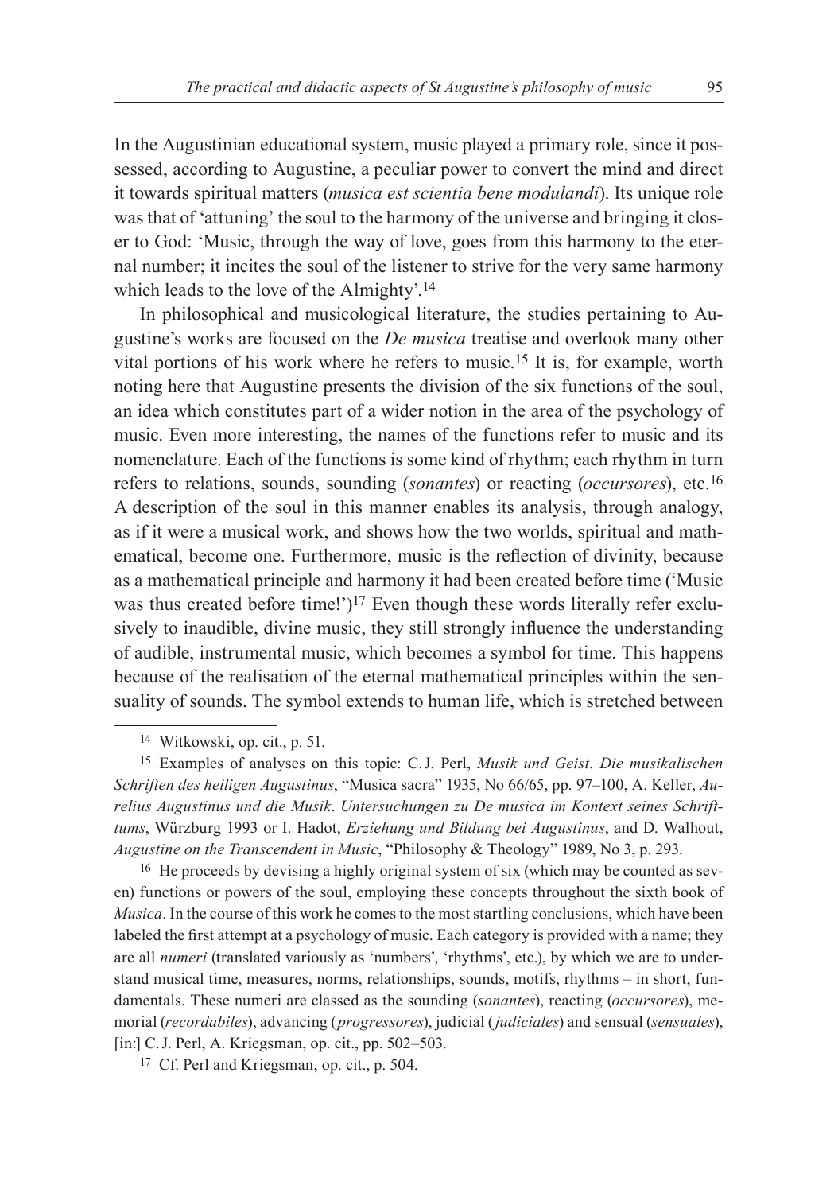In the Augustinian educational system, music played a primary role, since it possessed, according to Augustine, a peculiar power to convert the mind and direct it towards spiritual matters (*musica est scientia bene modulandi*). Its unique role was that of 'attuning' the soul to the harmony of the universe and bringing it closer to God: 'Music, through the way of love, goes from this harmony to the eternal number; it incites the soul of the listener to strive for the very same harmony which leads to the love of the Almighty'.[14]

In philosophical and musicological literature, the studies pertaining to Augustine's works are focused on the *De musica* treatise and overlook many other vital portions of his work where he refers to music.[15] It is, for example, worth noting here that Augustine presents the division of the six functions of the soul, an idea which constitutes part of a wider notion in the area of the psychology of music. Even more interesting, the names of the functions refer to music and its nomenclature. Each of the functions is some kind of rhythm; each rhythm in turn refers to relations, sounds, sounding (*sonantes*) or reacting (*occursores*), etc.[16] A description of the soul in this manner enables its analysis, through analogy, as if it were a musical work, and shows how the two worlds, spiritual and mathematical, become one. Furthermore, music is the reflection of divinity, because as a mathematical principle and harmony it had been created before time ('Music was thus created before time!')[17] Even though these words literally refer exclusively to inaudible, divine music, they still strongly influence the understanding of audible, instrumental music, which becomes a symbol for time. This happens because of the realisation of the eternal mathematical principles within the sensuality of sounds. The symbol extends to human life, which is stretched between

---

[14] Witkowski, op. cit., p. 51.

[15] Examples of analyses on this topic: C.J. Perl, *Musik und Geist. Die musikalischen Schriften des heiligen Augustinus*, "Musica sacra" 1935, No 66/65, pp. 97–100, A. Keller, *Aurelius Augustinus und die Musik. Untersuchungen zu De musica im Kontext seines Schrifttums*, Würzburg 1993 or I. Hadot, *Erziehung und Bildung bei Augustinus*, and D. Walhout, *Augustine on the Transcendent in Music*, "Philosophy & Theology" 1989, No 3, p. 293.

[16] He proceeds by devising a highly original system of six (which may be counted as seven) functions or powers of the soul, employing these concepts throughout the sixth book of *Musica*. In the course of this work he comes to the most startling conclusions, which have been labeled the first attempt at a psychology of music. Each category is provided with a name; they are all *numeri* (translated variously as 'numbers', 'rhythms', etc.), by which we are to understand musical time, measures, norms, relationships, sounds, motifs, rhythms – in short, fundamentals. These numeri are classed as the sounding (*sonantes*), reacting (*occursores*), memorial (*recordabiles*), advancing (*progressores*), judicial (*judiciales*) and sensual (*sensuales*), [in:] C.J. Perl, A. Kriegsman, op. cit., pp. 502–503.

[17] Cf. Perl and Kriegsman, op. cit., p. 504.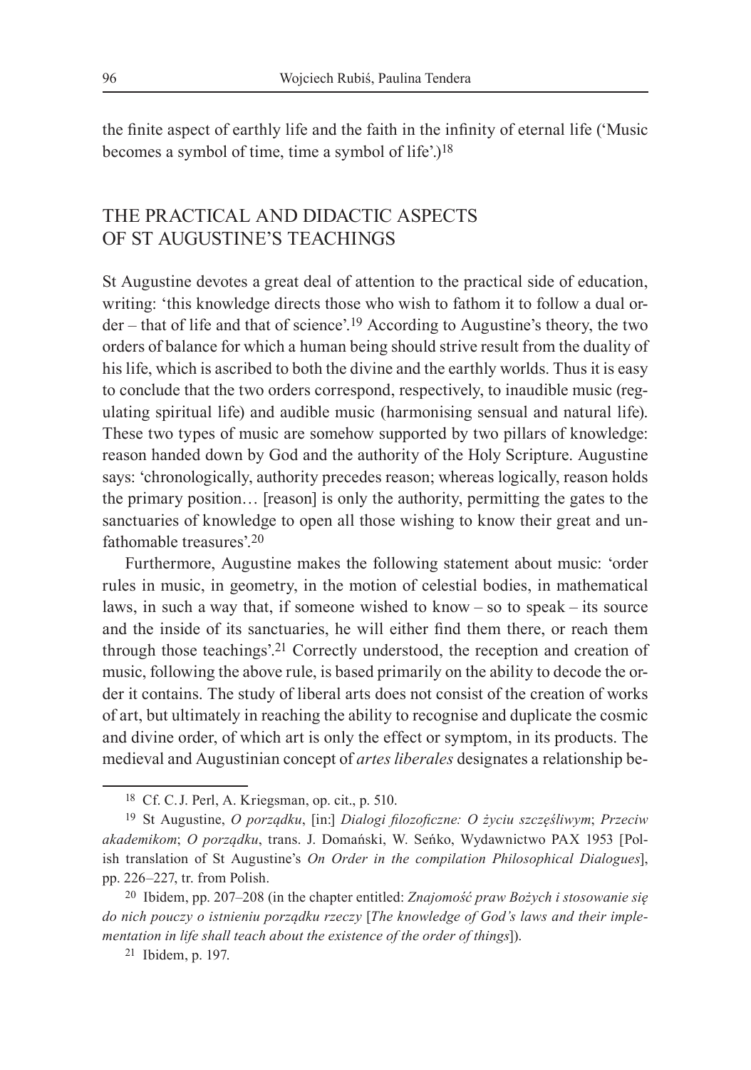the finite aspect of earthly life and the faith in the infinity of eternal life ('Music becomes a symbol of time, time a symbol of life'.)[18]

## THE PRACTICAL AND DIDACTIC ASPECTS OF ST AUGUSTINE'S TEACHINGS

St Augustine devotes a great deal of attention to the practical side of education, writing: 'this knowledge directs those who wish to fathom it to follow a dual order – that of life and that of science'.[19] According to Augustine's theory, the two orders of balance for which a human being should strive result from the duality of his life, which is ascribed to both the divine and the earthly worlds. Thus it is easy to conclude that the two orders correspond, respectively, to inaudible music (regulating spiritual life) and audible music (harmonising sensual and natural life). These two types of music are somehow supported by two pillars of knowledge: reason handed down by God and the authority of the Holy Scripture. Augustine says: 'chronologically, authority precedes reason; whereas logically, reason holds the primary position… [reason] is only the authority, permitting the gates to the sanctuaries of knowledge to open all those wishing to know their great and unfathomable treasures'.[20]

Furthermore, Augustine makes the following statement about music: 'order rules in music, in geometry, in the motion of celestial bodies, in mathematical laws, in such a way that, if someone wished to know – so to speak – its source and the inside of its sanctuaries, he will either find them there, or reach them through those teachings'.[21] Correctly understood, the reception and creation of music, following the above rule, is based primarily on the ability to decode the order it contains. The study of liberal arts does not consist of the creation of works of art, but ultimately in reaching the ability to recognise and duplicate the cosmic and divine order, of which art is only the effect or symptom, in its products. The medieval and Augustinian concept of *artes liberales* designates a relationship be-

---

[18] Cf. C.J. Perl, A. Kriegsman, op. cit., p. 510.

[19] St Augustine, *O porządku*, [in:] *Dialogi filozoficzne: O życiu szczęśliwym*; *Przeciw akademikom*; *O porządku*, trans. J. Domański, W. Seńko, Wydawnictwo PAX 1953 [Polish translation of St Augustine's *On Order in the compilation Philosophical Dialogues*], pp. 226–227, tr. from Polish.

[20] Ibidem, pp. 207–208 (in the chapter entitled: *Znajomość praw Bożych i stosowanie się do nich pouczy o istnieniu porządku rzeczy* [*The knowledge of God's laws and their implementation in life shall teach about the existence of the order of things*]).

[21] Ibidem, p. 197.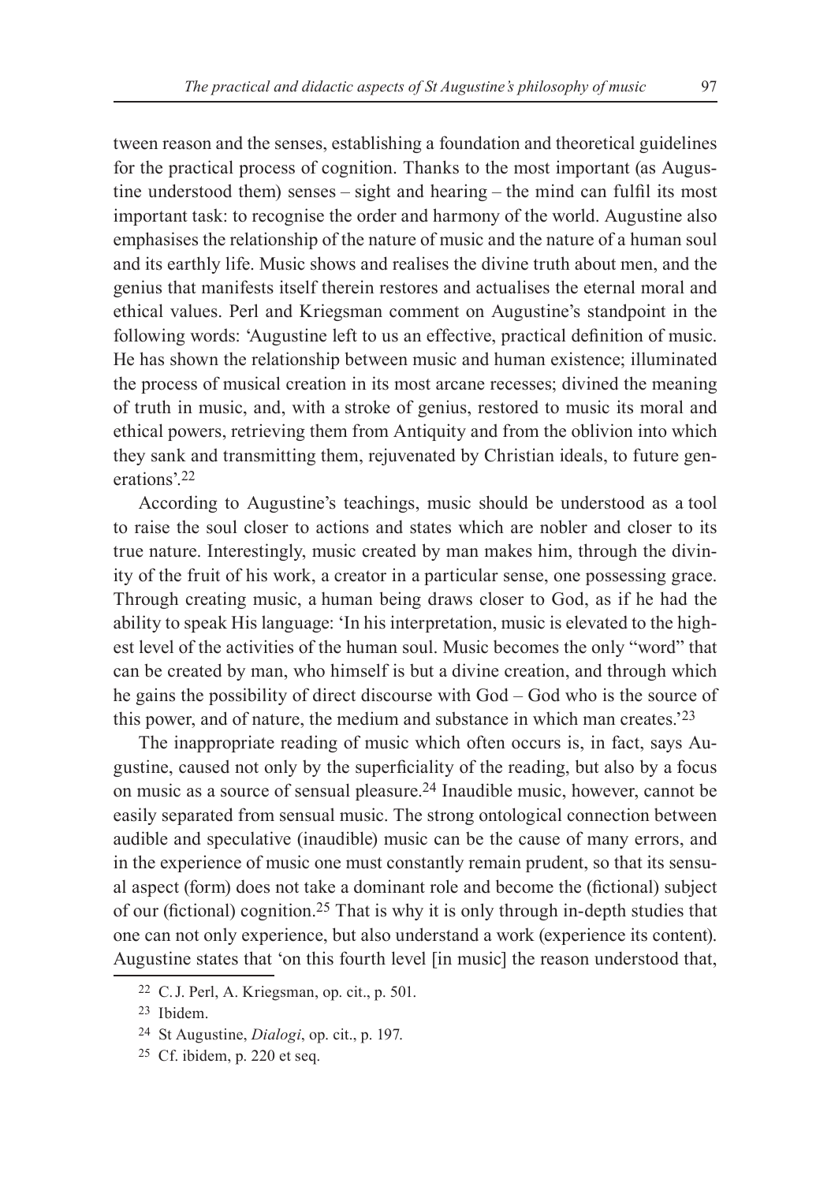tween reason and the senses, establishing a foundation and theoretical guidelines for the practical process of cognition. Thanks to the most important (as Augustine understood them) senses – sight and hearing – the mind can fulfil its most important task: to recognise the order and harmony of the world. Augustine also emphasises the relationship of the nature of music and the nature of a human soul and its earthly life. Music shows and realises the divine truth about men, and the genius that manifests itself therein restores and actualises the eternal moral and ethical values. Perl and Kriegsman comment on Augustine's standpoint in the following words: 'Augustine left to us an effective, practical definition of music. He has shown the relationship between music and human existence; illuminated the process of musical creation in its most arcane recesses; divined the meaning of truth in music, and, with a stroke of genius, restored to music its moral and ethical powers, retrieving them from Antiquity and from the oblivion into which they sank and transmitting them, rejuvenated by Christian ideals, to future generations'.[22]

According to Augustine's teachings, music should be understood as a tool to raise the soul closer to actions and states which are nobler and closer to its true nature. Interestingly, music created by man makes him, through the divinity of the fruit of his work, a creator in a particular sense, one possessing grace. Through creating music, a human being draws closer to God, as if he had the ability to speak His language: 'In his interpretation, music is elevated to the highest level of the activities of the human soul. Music becomes the only "word" that can be created by man, who himself is but a divine creation, and through which he gains the possibility of direct discourse with God – God who is the source of this power, and of nature, the medium and substance in which man creates.'[23]

The inappropriate reading of music which often occurs is, in fact, says Augustine, caused not only by the superficiality of the reading, but also by a focus on music as a source of sensual pleasure.[24] Inaudible music, however, cannot be easily separated from sensual music. The strong ontological connection between audible and speculative (inaudible) music can be the cause of many errors, and in the experience of music one must constantly remain prudent, so that its sensual aspect (form) does not take a dominant role and become the (fictional) subject of our (fictional) cognition.[25] That is why it is only through in-depth studies that one can not only experience, but also understand a work (experience its content). Augustine states that 'on this fourth level [in music] the reason understood that,

[22] C.J. Perl, A. Kriegsman, op. cit., p. 501.

[23] Ibidem.

[24] St Augustine, *Dialogi*, op. cit., p. 197.

[25] Cf. ibidem, p. 220 et seq.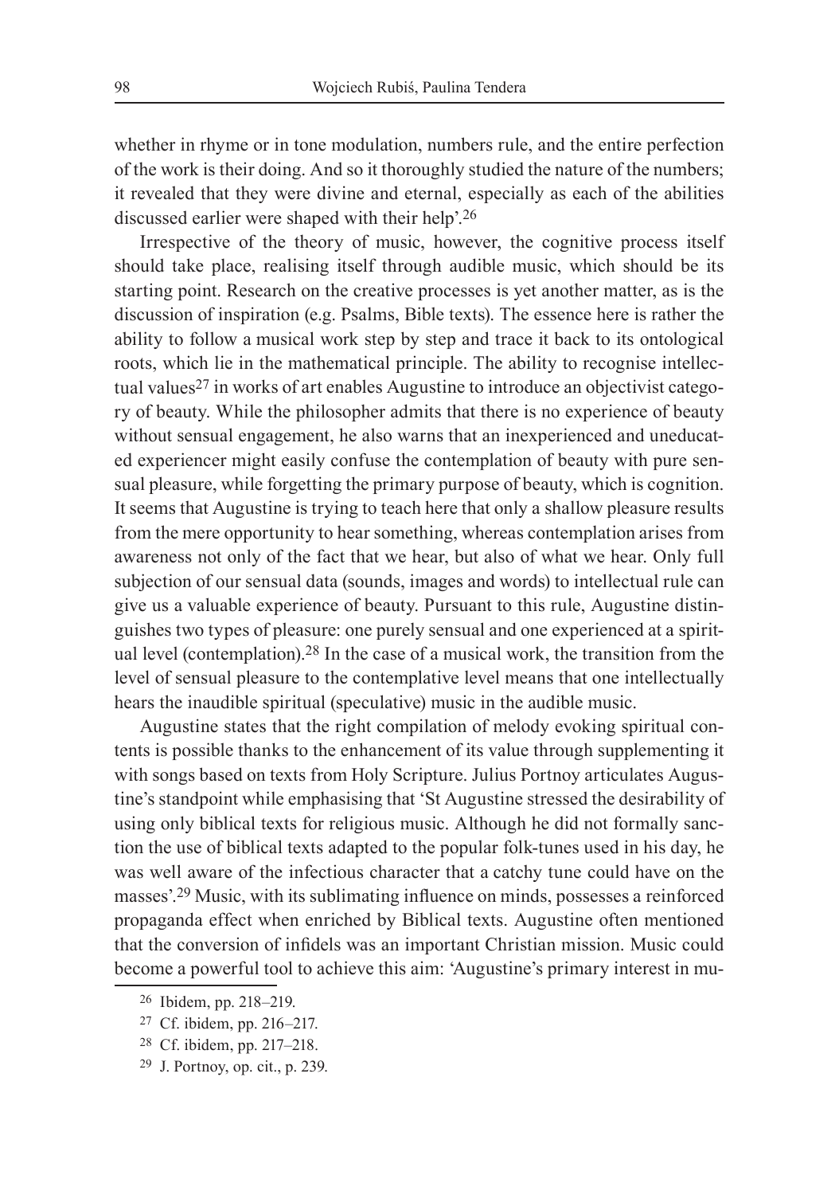whether in rhyme or in tone modulation, numbers rule, and the entire perfection of the work is their doing. And so it thoroughly studied the nature of the numbers; it revealed that they were divine and eternal, especially as each of the abilities discussed earlier were shaped with their help'.[26]

Irrespective of the theory of music, however, the cognitive process itself should take place, realising itself through audible music, which should be its starting point. Research on the creative processes is yet another matter, as is the discussion of inspiration (e.g. Psalms, Bible texts). The essence here is rather the ability to follow a musical work step by step and trace it back to its ontological roots, which lie in the mathematical principle. The ability to recognise intellectual values[27] in works of art enables Augustine to introduce an objectivist category of beauty. While the philosopher admits that there is no experience of beauty without sensual engagement, he also warns that an inexperienced and uneducated experiencer might easily confuse the contemplation of beauty with pure sensual pleasure, while forgetting the primary purpose of beauty, which is cognition. It seems that Augustine is trying to teach here that only a shallow pleasure results from the mere opportunity to hear something, whereas contemplation arises from awareness not only of the fact that we hear, but also of what we hear. Only full subjection of our sensual data (sounds, images and words) to intellectual rule can give us a valuable experience of beauty. Pursuant to this rule, Augustine distinguishes two types of pleasure: one purely sensual and one experienced at a spiritual level (contemplation).[28] In the case of a musical work, the transition from the level of sensual pleasure to the contemplative level means that one intellectually hears the inaudible spiritual (speculative) music in the audible music.

Augustine states that the right compilation of melody evoking spiritual contents is possible thanks to the enhancement of its value through supplementing it with songs based on texts from Holy Scripture. Julius Portnoy articulates Augustine's standpoint while emphasising that 'St Augustine stressed the desirability of using only biblical texts for religious music. Although he did not formally sanction the use of biblical texts adapted to the popular folk-tunes used in his day, he was well aware of the infectious character that a catchy tune could have on the masses'.[29] Music, with its sublimating influence on minds, possesses a reinforced propaganda effect when enriched by Biblical texts. Augustine often mentioned that the conversion of infidels was an important Christian mission. Music could become a powerful tool to achieve this aim: 'Augustine's primary interest in mu-

---

[26] Ibidem, pp. 218–219.

[27] Cf. ibidem, pp. 216–217.

[28] Cf. ibidem, pp. 217–218.

[29] J. Portnoy, op. cit., p. 239.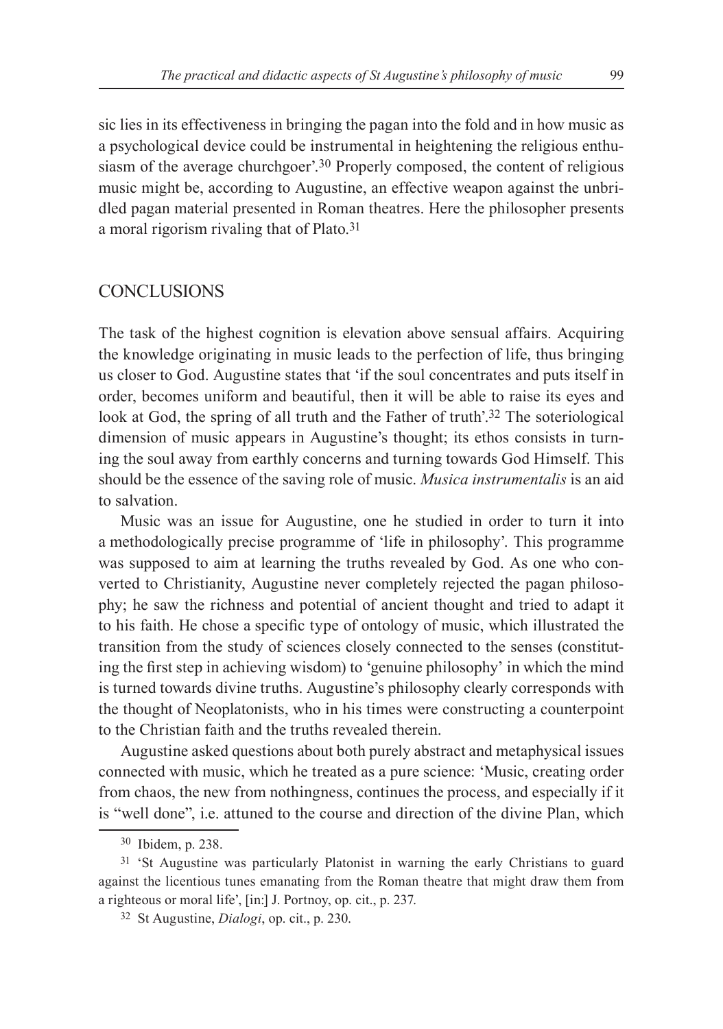sic lies in its effectiveness in bringing the pagan into the fold and in how music as a psychological device could be instrumental in heightening the religious enthusiasm of the average churchgoer'.[30] Properly composed, the content of religious music might be, according to Augustine, an effective weapon against the unbridled pagan material presented in Roman theatres. Here the philosopher presents a moral rigorism rivaling that of Plato.[31]

## CONCLUSIONS

The task of the highest cognition is elevation above sensual affairs. Acquiring the knowledge originating in music leads to the perfection of life, thus bringing us closer to God. Augustine states that 'if the soul concentrates and puts itself in order, becomes uniform and beautiful, then it will be able to raise its eyes and look at God, the spring of all truth and the Father of truth'.[32] The soteriological dimension of music appears in Augustine's thought; its ethos consists in turning the soul away from earthly concerns and turning towards God Himself. This should be the essence of the saving role of music. *Musica instrumentalis* is an aid to salvation.

Music was an issue for Augustine, one he studied in order to turn it into a methodologically precise programme of 'life in philosophy'. This programme was supposed to aim at learning the truths revealed by God. As one who converted to Christianity, Augustine never completely rejected the pagan philosophy; he saw the richness and potential of ancient thought and tried to adapt it to his faith. He chose a specific type of ontology of music, which illustrated the transition from the study of sciences closely connected to the senses (constituting the first step in achieving wisdom) to 'genuine philosophy' in which the mind is turned towards divine truths. Augustine's philosophy clearly corresponds with the thought of Neoplatonists, who in his times were constructing a counterpoint to the Christian faith and the truths revealed therein.

Augustine asked questions about both purely abstract and metaphysical issues connected with music, which he treated as a pure science: 'Music, creating order from chaos, the new from nothingness, continues the process, and especially if it is "well done", i.e. attuned to the course and direction of the divine Plan, which

---

[30] Ibidem, p. 238.

[31] 'St Augustine was particularly Platonist in warning the early Christians to guard against the licentious tunes emanating from the Roman theatre that might draw them from a righteous or moral life', [in:] J. Portnoy, op. cit., p. 237.

[32] St Augustine, *Dialogi*, op. cit., p. 230.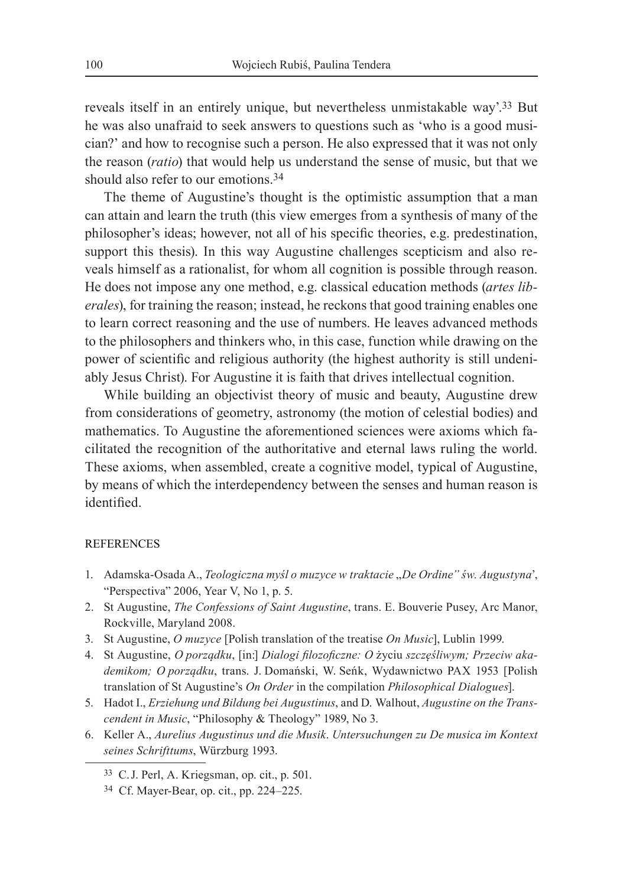reveals itself in an entirely unique, but nevertheless unmistakable way'.[33] But he was also unafraid to seek answers to questions such as 'who is a good musician?' and how to recognise such a person. He also expressed that it was not only the reason (*ratio*) that would help us understand the sense of music, but that we should also refer to our emotions.[34]

The theme of Augustine's thought is the optimistic assumption that a man can attain and learn the truth (this view emerges from a synthesis of many of the philosopher's ideas; however, not all of his specific theories, e.g. predestination, support this thesis). In this way Augustine challenges scepticism and also reveals himself as a rationalist, for whom all cognition is possible through reason. He does not impose any one method, e.g. classical education methods (*artes liberales*), for training the reason; instead, he reckons that good training enables one to learn correct reasoning and the use of numbers. He leaves advanced methods to the philosophers and thinkers who, in this case, function while drawing on the power of scientific and religious authority (the highest authority is still undeniably Jesus Christ). For Augustine it is faith that drives intellectual cognition.

While building an objectivist theory of music and beauty, Augustine drew from considerations of geometry, astronomy (the motion of celestial bodies) and mathematics. To Augustine the aforementioned sciences were axioms which facilitated the recognition of the authoritative and eternal laws ruling the world. These axioms, when assembled, create a cognitive model, typical of Augustine, by means of which the interdependency between the senses and human reason is identified.

## REFERENCES

1. Adamska-Osada A., *Teologiczna myśl o muzyce w traktacie „De Ordine" św. Augustyna*', "Perspectiva" 2006, Year V, No 1, p. 5.
2. St Augustine, *The Confessions of Saint Augustine*, trans. E. Bouverie Pusey, Arc Manor, Rockville, Maryland 2008.
3. St Augustine, *O muzyce* [Polish translation of the treatise *On Music*], Lublin 1999.
4. St Augustine, *O porządku*, [in:] *Dialogi filozoficzne: O* życiu *szczęśliwym; Przeciw akademikom; O porządku*, trans. J. Domański, W. Seńk, Wydawnictwo PAX 1953 [Polish translation of St Augustine's *On Order* in the compilation *Philosophical Dialogues*].
5. Hadot I., *Erziehung und Bildung bei Augustinus*, and D. Walhout, *Augustine on the Transcendent in Music*, "Philosophy & Theology" 1989, No 3.
6. Keller A., *Aurelius Augustinus und die Musik*. *Untersuchungen zu De musica im Kontext seines Schrifttums*, Würzburg 1993.

---

[33] C.J. Perl, A. Kriegsman, op. cit., p. 501.

[34] Cf. Mayer-Bear, op. cit., pp. 224–225.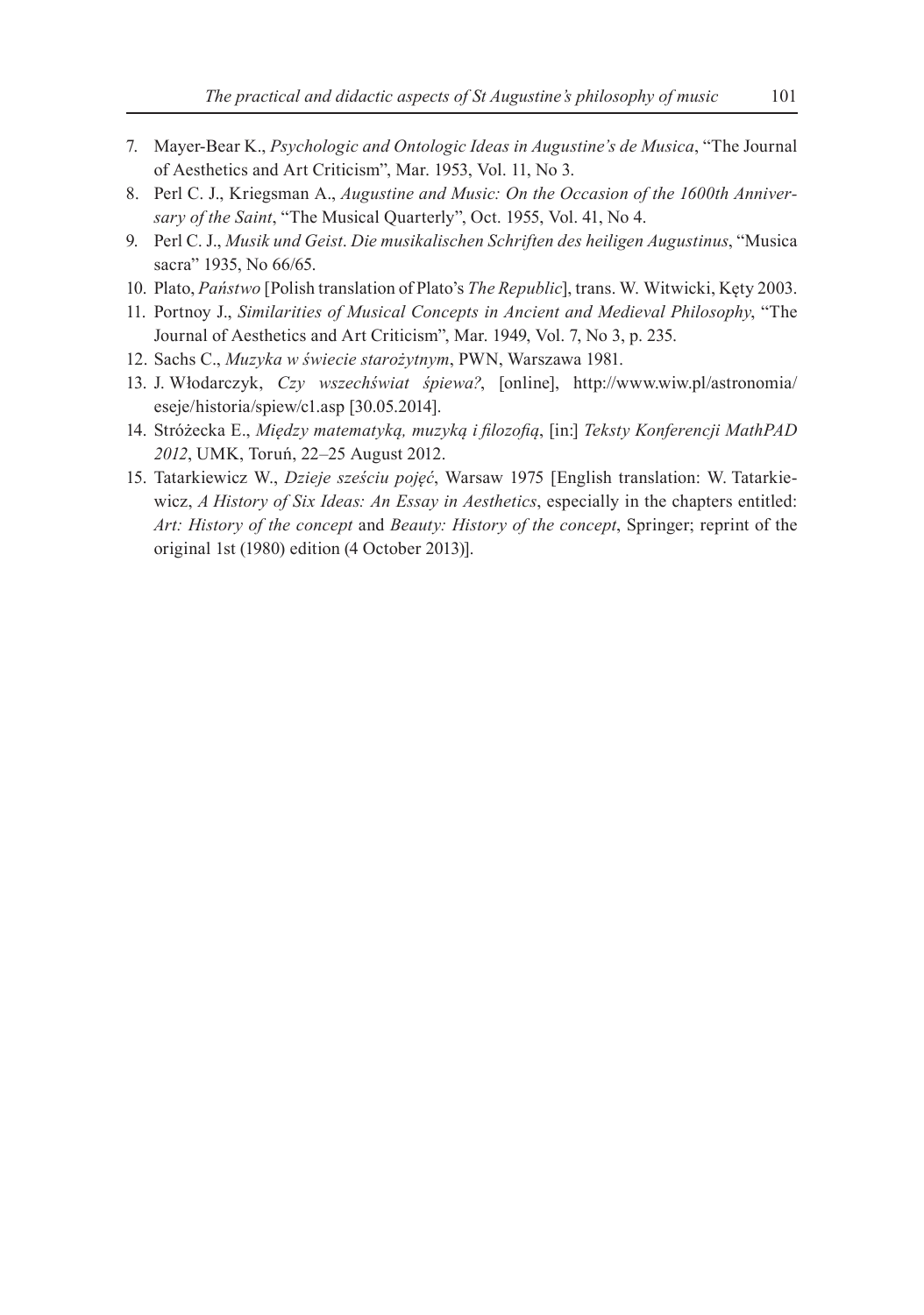7. Mayer-Bear K., *Psychologic and Ontologic Ideas in Augustine's de Musica*, "The Journal of Aesthetics and Art Criticism", Mar. 1953, Vol. 11, No 3.
8. Perl C. J., Kriegsman A., *Augustine and Music: On the Occasion of the 1600th Anniversary of the Saint*, "The Musical Quarterly", Oct. 1955, Vol. 41, No 4.
9. Perl C. J., *Musik und Geist. Die musikalischen Schriften des heiligen Augustinus*, "Musica sacra" 1935, No 66/65.
10. Plato, *Państwo* [Polish translation of Plato's *The Republic*], trans. W. Witwicki, Kęty 2003.
11. Portnoy J., *Similarities of Musical Concepts in Ancient and Medieval Philosophy*, "The Journal of Aesthetics and Art Criticism", Mar. 1949, Vol. 7, No 3, p. 235.
12. Sachs C., *Muzyka w świecie starożytnym*, PWN, Warszawa 1981.
13. J. Włodarczyk, *Czy wszechświat śpiewa?*, [online], http://www.wiw.pl/astronomia/eseje/historia/spiew/c1.asp [30.05.2014].
14. Stróżecka E., *Między matematyką, muzyką i filozofią*, [in:] *Teksty Konferencji MathPAD 2012*, UMK, Toruń, 22–25 August 2012.
15. Tatarkiewicz W., *Dzieje sześciu pojęć*, Warsaw 1975 [English translation: W. Tatarkiewicz, *A History of Six Ideas: An Essay in Aesthetics*, especially in the chapters entitled: *Art: History of the concept* and *Beauty: History of the concept*, Springer; reprint of the original 1st (1980) edition (4 October 2013)].